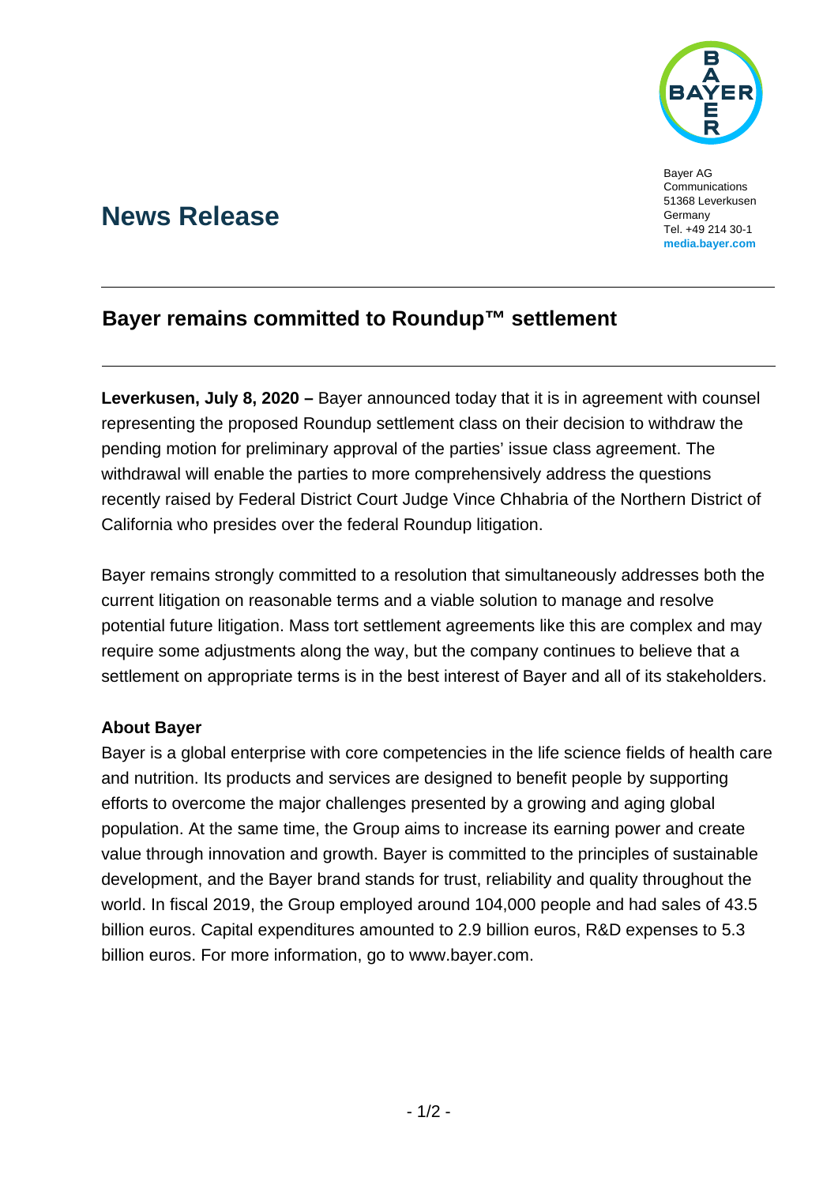Bayer AG
Communications
51368 Leverkusen
Germany
Tel. +49 214 30-1
**media.bayer.com**

# News Release

## Bayer remains committed to Roundup™ settlement

**Leverkusen, July 8, 2020 –** Bayer announced today that it is in agreement with counsel representing the proposed Roundup settlement class on their decision to withdraw the pending motion for preliminary approval of the parties' issue class agreement. The withdrawal will enable the parties to more comprehensively address the questions recently raised by Federal District Court Judge Vince Chhabria of the Northern District of California who presides over the federal Roundup litigation.

Bayer remains strongly committed to a resolution that simultaneously addresses both the current litigation on reasonable terms and a viable solution to manage and resolve potential future litigation. Mass tort settlement agreements like this are complex and may require some adjustments along the way, but the company continues to believe that a settlement on appropriate terms is in the best interest of Bayer and all of its stakeholders.

**About Bayer**

Bayer is a global enterprise with core competencies in the life science fields of health care and nutrition. Its products and services are designed to benefit people by supporting efforts to overcome the major challenges presented by a growing and aging global population. At the same time, the Group aims to increase its earning power and create value through innovation and growth. Bayer is committed to the principles of sustainable development, and the Bayer brand stands for trust, reliability and quality throughout the world. In fiscal 2019, the Group employed around 104,000 people and had sales of 43.5 billion euros. Capital expenditures amounted to 2.9 billion euros, R&D expenses to 5.3 billion euros. For more information, go to www.bayer.com.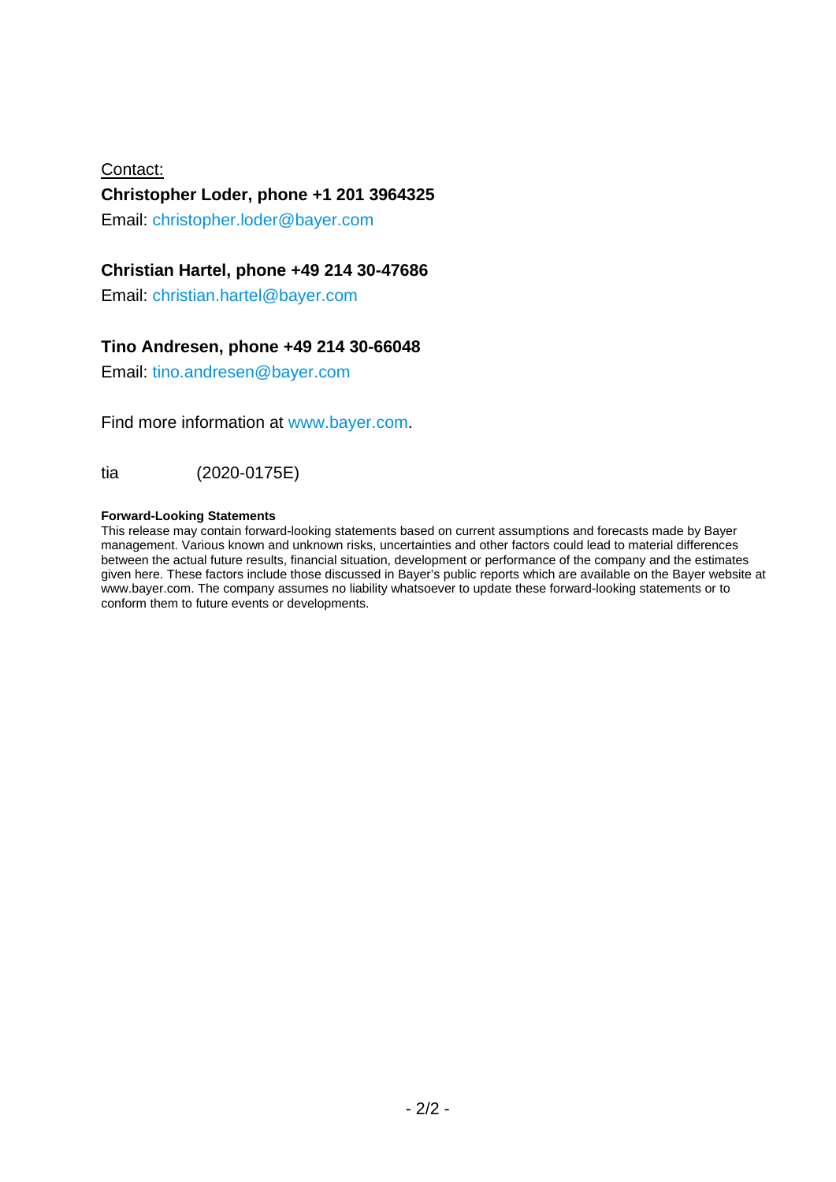Contact:

**Christopher Loder, phone +1 201 3964325**
Email: christopher.loder@bayer.com

**Christian Hartel, phone +49 214 30-47686**
Email: christian.hartel@bayer.com

**Tino Andresen, phone +49 214 30-66048**
Email: tino.andresen@bayer.com

Find more information at www.bayer.com.

tia (2020-0175E)

**Forward-Looking Statements**
This release may contain forward-looking statements based on current assumptions and forecasts made by Bayer management. Various known and unknown risks, uncertainties and other factors could lead to material differences between the actual future results, financial situation, development or performance of the company and the estimates given here. These factors include those discussed in Bayer's public reports which are available on the Bayer website at www.bayer.com. The company assumes no liability whatsoever to update these forward-looking statements or to conform them to future events or developments.